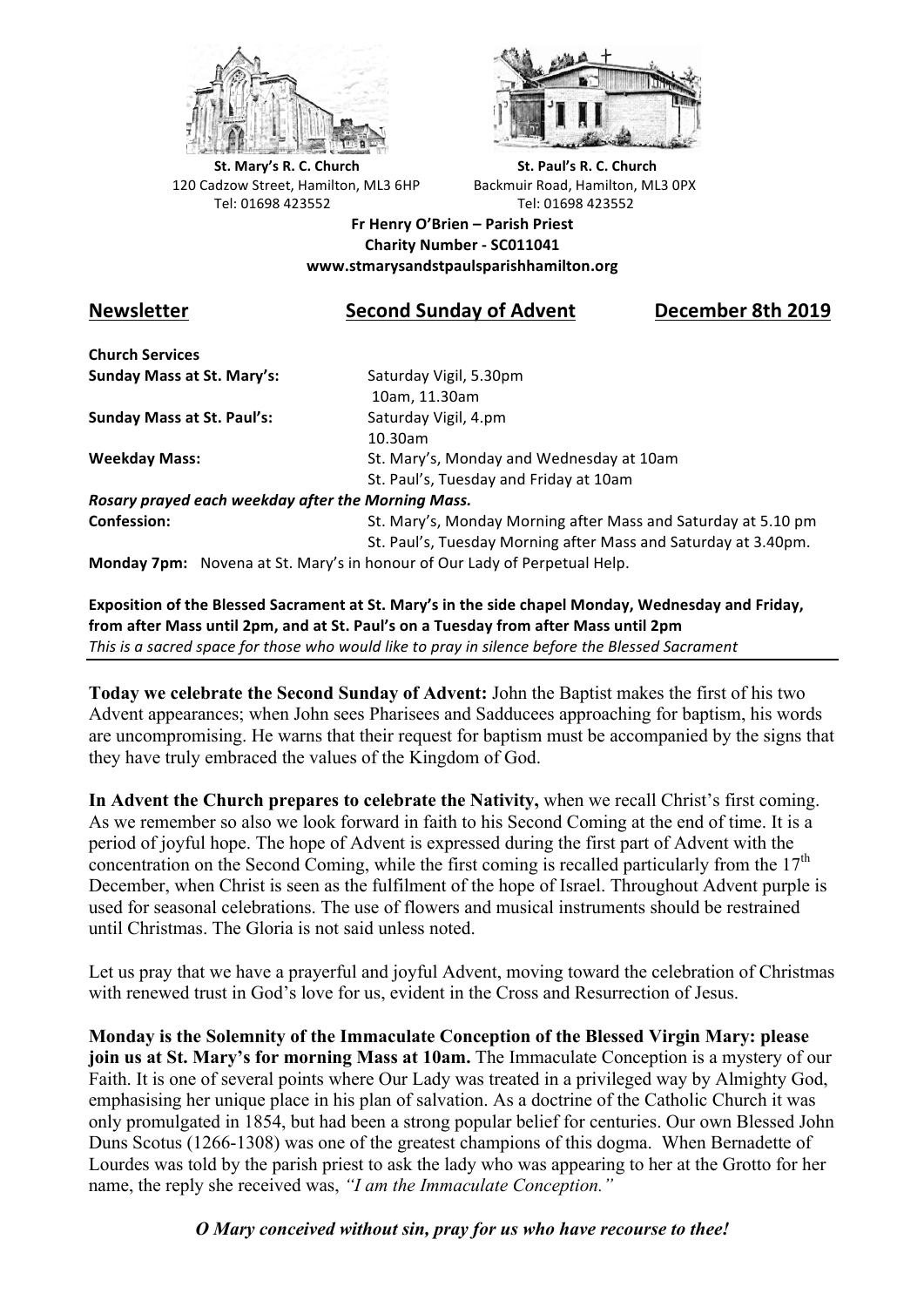**St. Mary's R. C. Church**
120 Cadzow Street, Hamilton, ML3 6HP
Tel: 01698 423552

**St. Paul's R. C. Church**
Backmuir Road, Hamilton, ML3 0PX
Tel: 01698 423552

**Fr Henry O'Brien – Parish Priest**
**Charity Number - SC011041**
**www.stmarysandstpaulsparishhamilton.org**

## Newsletter — Second Sunday of Advent — December 8th 2019

**Church Services**

| | |
|---|---|
| **Sunday Mass at St. Mary's:** | Saturday Vigil, 5.30pm<br>10am, 11.30am |
| **Sunday Mass at St. Paul's:** | Saturday Vigil, 4.pm<br>10.30am |
| **Weekday Mass:** | St. Mary's, Monday and Wednesday at 10am<br>St. Paul's, Tuesday and Friday at 10am |

***Rosary prayed each weekday after the Morning Mass.***

| | |
|---|---|
| **Confession:** | St. Mary's, Monday Morning after Mass and Saturday at 5.10 pm<br>St. Paul's, Tuesday Morning after Mass and Saturday at 3.40pm. |

**Monday 7pm:** Novena at St. Mary's in honour of Our Lady of Perpetual Help.

**Exposition of the Blessed Sacrament at St. Mary's in the side chapel Monday, Wednesday and Friday, from after Mass until 2pm, and at St. Paul's on a Tuesday from after Mass until 2pm**
*This is a sacred space for those who would like to pray in silence before the Blessed Sacrament*

---

**Today we celebrate the Second Sunday of Advent:** John the Baptist makes the first of his two Advent appearances; when John sees Pharisees and Sadducees approaching for baptism, his words are uncompromising. He warns that their request for baptism must be accompanied by the signs that they have truly embraced the values of the Kingdom of God.

**In Advent the Church prepares to celebrate the Nativity,** when we recall Christ's first coming. As we remember so also we look forward in faith to his Second Coming at the end of time. It is a period of joyful hope. The hope of Advent is expressed during the first part of Advent with the concentration on the Second Coming, while the first coming is recalled particularly from the 17th December, when Christ is seen as the fulfilment of the hope of Israel. Throughout Advent purple is used for seasonal celebrations. The use of flowers and musical instruments should be restrained until Christmas. The Gloria is not said unless noted.

Let us pray that we have a prayerful and joyful Advent, moving toward the celebration of Christmas with renewed trust in God's love for us, evident in the Cross and Resurrection of Jesus.

**Monday is the Solemnity of the Immaculate Conception of the Blessed Virgin Mary: please join us at St. Mary's for morning Mass at 10am.** The Immaculate Conception is a mystery of our Faith. It is one of several points where Our Lady was treated in a privileged way by Almighty God, emphasising her unique place in his plan of salvation. As a doctrine of the Catholic Church it was only promulgated in 1854, but had been a strong popular belief for centuries. Our own Blessed John Duns Scotus (1266-1308) was one of the greatest champions of this dogma. When Bernadette of Lourdes was told by the parish priest to ask the lady who was appearing to her at the Grotto for her name, the reply she received was, *"I am the Immaculate Conception."*

***O Mary conceived without sin, pray for us who have recourse to thee!***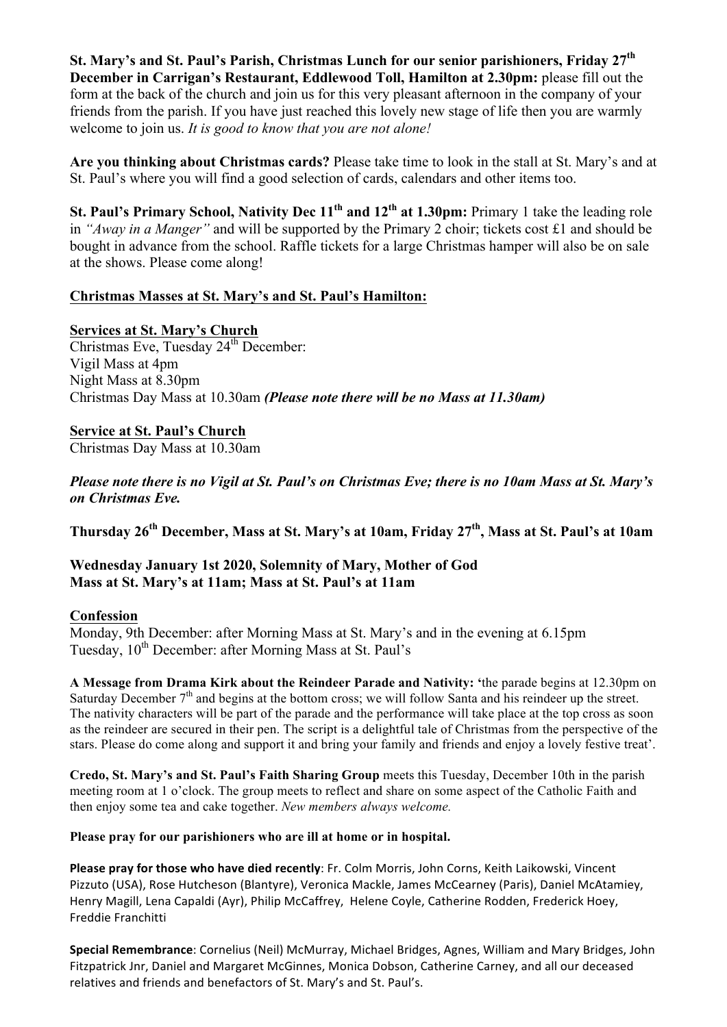**St. Mary's and St. Paul's Parish, Christmas Lunch for our senior parishioners, Friday 27th December in Carrigan's Restaurant, Eddlewood Toll, Hamilton at 2.30pm:** please fill out the form at the back of the church and join us for this very pleasant afternoon in the company of your friends from the parish. If you have just reached this lovely new stage of life then you are warmly welcome to join us. *It is good to know that you are not alone!*

**Are you thinking about Christmas cards?** Please take time to look in the stall at St. Mary's and at St. Paul's where you will find a good selection of cards, calendars and other items too.

**St. Paul's Primary School, Nativity Dec 11th and 12th at 1.30pm:** Primary 1 take the leading role in *"Away in a Manger"* and will be supported by the Primary 2 choir; tickets cost £1 and should be bought in advance from the school. Raffle tickets for a large Christmas hamper will also be on sale at the shows. Please come along!

**Christmas Masses at St. Mary's and St. Paul's Hamilton:**

**Services at St. Mary's Church**

Christmas Eve, Tuesday 24th December:
Vigil Mass at 4pm
Night Mass at 8.30pm
Christmas Day Mass at 10.30am ***(Please note there will be no Mass at 11.30am)***

**Service at St. Paul's Church**

Christmas Day Mass at 10.30am

***Please note there is no Vigil at St. Paul's on Christmas Eve; there is no 10am Mass at St. Mary's on Christmas Eve.***

**Thursday 26th December, Mass at St. Mary's at 10am, Friday 27th, Mass at St. Paul's at 10am**

**Wednesday January 1st 2020, Solemnity of Mary, Mother of God**
**Mass at St. Mary's at 11am; Mass at St. Paul's at 11am**

**Confession**

Monday, 9th December: after Morning Mass at St. Mary's and in the evening at 6.15pm
Tuesday, 10th December: after Morning Mass at St. Paul's

**A Message from Drama Kirk about the Reindeer Parade and Nativity:** 'the parade begins at 12.30pm on Saturday December 7th and begins at the bottom cross; we will follow Santa and his reindeer up the street. The nativity characters will be part of the parade and the performance will take place at the top cross as soon as the reindeer are secured in their pen. The script is a delightful tale of Christmas from the perspective of the stars. Please do come along and support it and bring your family and friends and enjoy a lovely festive treat'.

**Credo, St. Mary's and St. Paul's Faith Sharing Group** meets this Tuesday, December 10th in the parish meeting room at 1 o'clock. The group meets to reflect and share on some aspect of the Catholic Faith and then enjoy some tea and cake together. *New members always welcome.*

**Please pray for our parishioners who are ill at home or in hospital.**

**Please pray for those who have died recently**: Fr. Colm Morris, John Corns, Keith Laikowski, Vincent Pizzuto (USA), Rose Hutcheson (Blantyre), Veronica Mackle, James McCearney (Paris), Daniel McAtamiey, Henry Magill, Lena Capaldi (Ayr), Philip McCaffrey, Helene Coyle, Catherine Rodden, Frederick Hoey, Freddie Franchitti

**Special Remembrance**: Cornelius (Neil) McMurray, Michael Bridges, Agnes, William and Mary Bridges, John Fitzpatrick Jnr, Daniel and Margaret McGinnes, Monica Dobson, Catherine Carney, and all our deceased relatives and friends and benefactors of St. Mary's and St. Paul's.